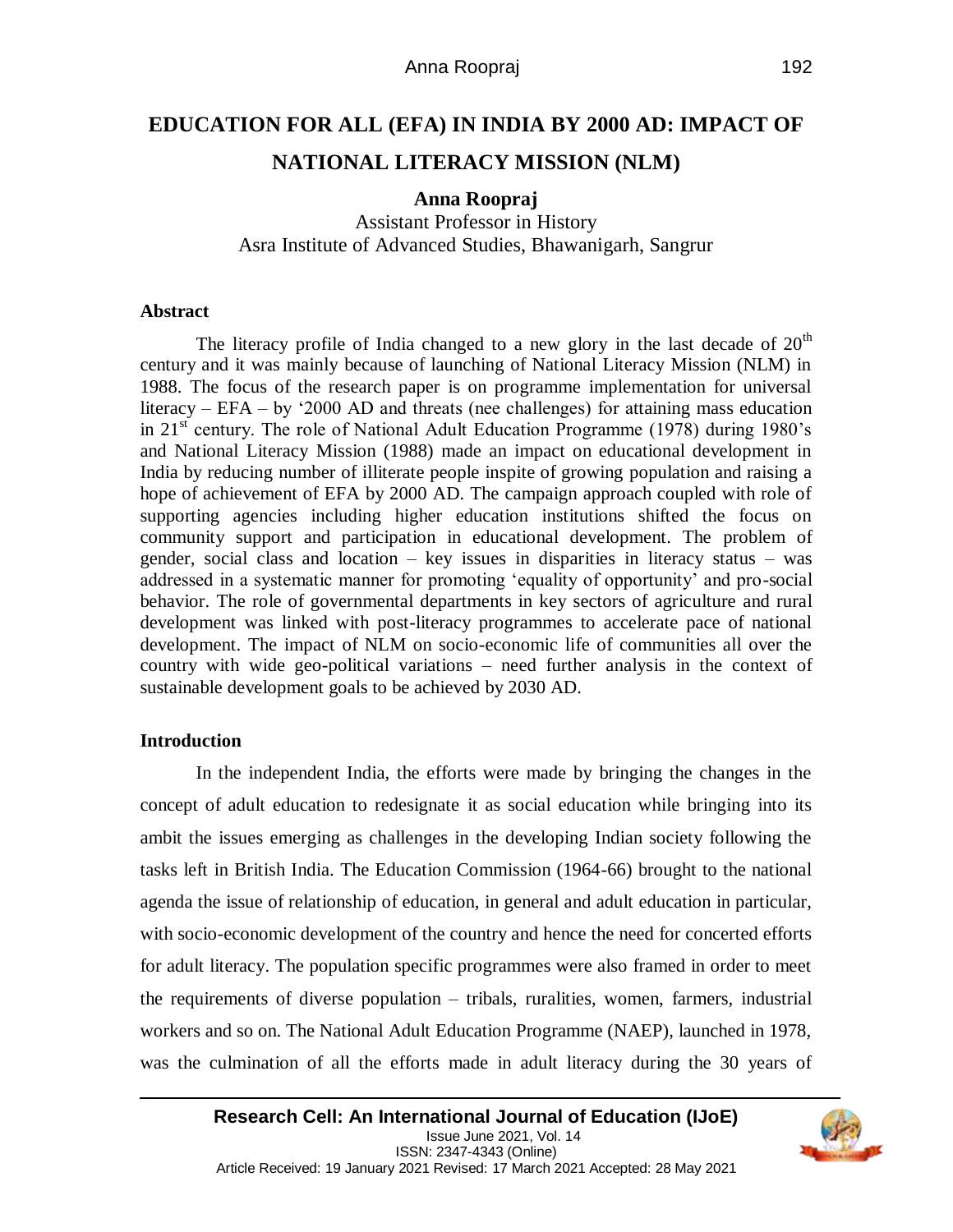# EDUCATION FOR ALL (EFA) IN INDIA BY 2000 AD: IMPACT OF NATIONAL LITERACY MISSION (NLM)

**Anna Roopraj**

Assistant Professor in History

Asra Institute of Advanced Studies, Bhawanigarh, Sangrur

## Abstract

The literacy profile of India changed to a new glory in the last decade of 20th century and it was mainly because of launching of National Literacy Mission (NLM) in 1988. The focus of the research paper is on programme implementation for universal literacy – EFA – by '2000 AD and threats (nee challenges) for attaining mass education in 21st century. The role of National Adult Education Programme (1978) during 1980's and National Literacy Mission (1988) made an impact on educational development in India by reducing number of illiterate people inspite of growing population and raising a hope of achievement of EFA by 2000 AD. The campaign approach coupled with role of supporting agencies including higher education institutions shifted the focus on community support and participation in educational development. The problem of gender, social class and location – key issues in disparities in literacy status – was addressed in a systematic manner for promoting 'equality of opportunity' and pro-social behavior. The role of governmental departments in key sectors of agriculture and rural development was linked with post-literacy programmes to accelerate pace of national development. The impact of NLM on socio-economic life of communities all over the country with wide geo-political variations – need further analysis in the context of sustainable development goals to be achieved by 2030 AD.

## Introduction

In the independent India, the efforts were made by bringing the changes in the concept of adult education to redesignate it as social education while bringing into its ambit the issues emerging as challenges in the developing Indian society following the tasks left in British India. The Education Commission (1964-66) brought to the national agenda the issue of relationship of education, in general and adult education in particular, with socio-economic development of the country and hence the need for concerted efforts for adult literacy. The population specific programmes were also framed in order to meet the requirements of diverse population – tribals, ruralities, women, farmers, industrial workers and so on. The National Adult Education Programme (NAEP), launched in 1978, was the culmination of all the efforts made in adult literacy during the 30 years of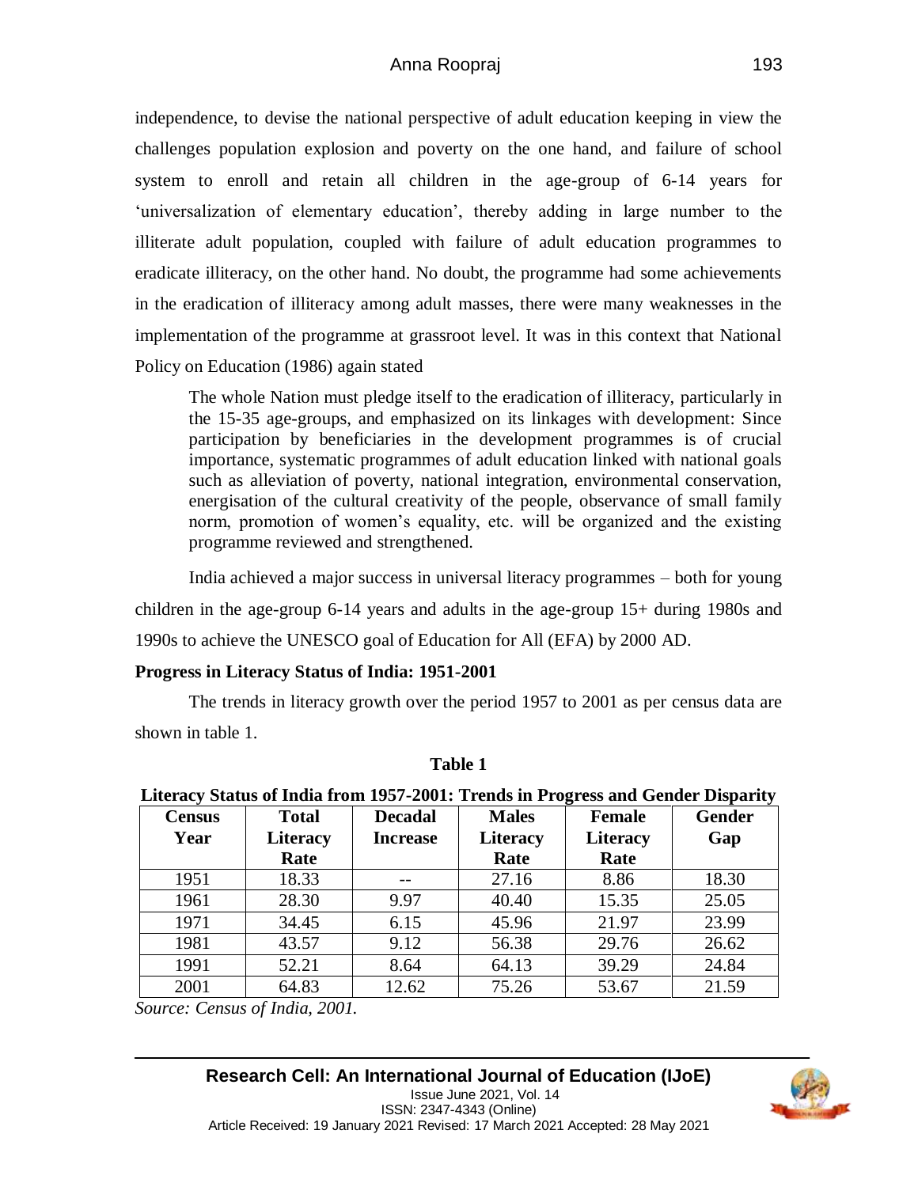independence, to devise the national perspective of adult education keeping in view the challenges population explosion and poverty on the one hand, and failure of school system to enroll and retain all children in the age-group of 6-14 years for 'universalization of elementary education', thereby adding in large number to the illiterate adult population, coupled with failure of adult education programmes to eradicate illiteracy, on the other hand. No doubt, the programme had some achievements in the eradication of illiteracy among adult masses, there were many weaknesses in the implementation of the programme at grassroot level. It was in this context that National Policy on Education (1986) again stated

> The whole Nation must pledge itself to the eradication of illiteracy, particularly in the 15-35 age-groups, and emphasized on its linkages with development: Since participation by beneficiaries in the development programmes is of crucial importance, systematic programmes of adult education linked with national goals such as alleviation of poverty, national integration, environmental conservation, energisation of the cultural creativity of the people, observance of small family norm, promotion of women's equality, etc. will be organized and the existing programme reviewed and strengthened.

India achieved a major success in universal literacy programmes – both for young children in the age-group 6-14 years and adults in the age-group 15+ during 1980s and 1990s to achieve the UNESCO goal of Education for All (EFA) by 2000 AD.

**Progress in Literacy Status of India: 1951-2001**

The trends in literacy growth over the period 1957 to 2001 as per census data are shown in table 1.

**Table 1**

**Literacy Status of India from 1957-2001: Trends in Progress and Gender Disparity**

| Census Year | Total Literacy Rate | Decadal Increase | Males Literacy Rate | Female Literacy Rate | Gender Gap |
|---|---|---|---|---|---|
| 1951 | 18.33 | -- | 27.16 | 8.86 | 18.30 |
| 1961 | 28.30 | 9.97 | 40.40 | 15.35 | 25.05 |
| 1971 | 34.45 | 6.15 | 45.96 | 21.97 | 23.99 |
| 1981 | 43.57 | 9.12 | 56.38 | 29.76 | 26.62 |
| 1991 | 52.21 | 8.64 | 64.13 | 39.29 | 24.84 |
| 2001 | 64.83 | 12.62 | 75.26 | 53.67 | 21.59 |

*Source: Census of India, 2001.*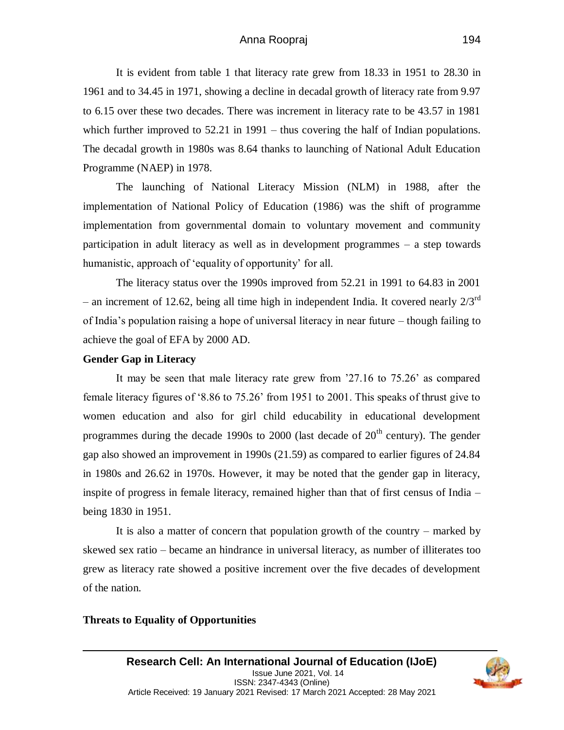It is evident from table 1 that literacy rate grew from 18.33 in 1951 to 28.30 in 1961 and to 34.45 in 1971, showing a decline in decadal growth of literacy rate from 9.97 to 6.15 over these two decades. There was increment in literacy rate to be 43.57 in 1981 which further improved to 52.21 in 1991 – thus covering the half of Indian populations. The decadal growth in 1980s was 8.64 thanks to launching of National Adult Education Programme (NAEP) in 1978.

The launching of National Literacy Mission (NLM) in 1988, after the implementation of National Policy of Education (1986) was the shift of programme implementation from governmental domain to voluntary movement and community participation in adult literacy as well as in development programmes – a step towards humanistic, approach of 'equality of opportunity' for all.

The literacy status over the 1990s improved from 52.21 in 1991 to 64.83 in 2001 – an increment of 12.62, being all time high in independent India. It covered nearly 2/3rd of India's population raising a hope of universal literacy in near future – though failing to achieve the goal of EFA by 2000 AD.

**Gender Gap in Literacy**

It may be seen that male literacy rate grew from '27.16 to 75.26' as compared female literacy figures of '8.86 to 75.26' from 1951 to 2001. This speaks of thrust give to women education and also for girl child educability in educational development programmes during the decade 1990s to 2000 (last decade of 20th century). The gender gap also showed an improvement in 1990s (21.59) as compared to earlier figures of 24.84 in 1980s and 26.62 in 1970s. However, it may be noted that the gender gap in literacy, inspite of progress in female literacy, remained higher than that of first census of India – being 1830 in 1951.

It is also a matter of concern that population growth of the country – marked by skewed sex ratio – became an hindrance in universal literacy, as number of illiterates too grew as literacy rate showed a positive increment over the five decades of development of the nation.

**Threats to Equality of Opportunities**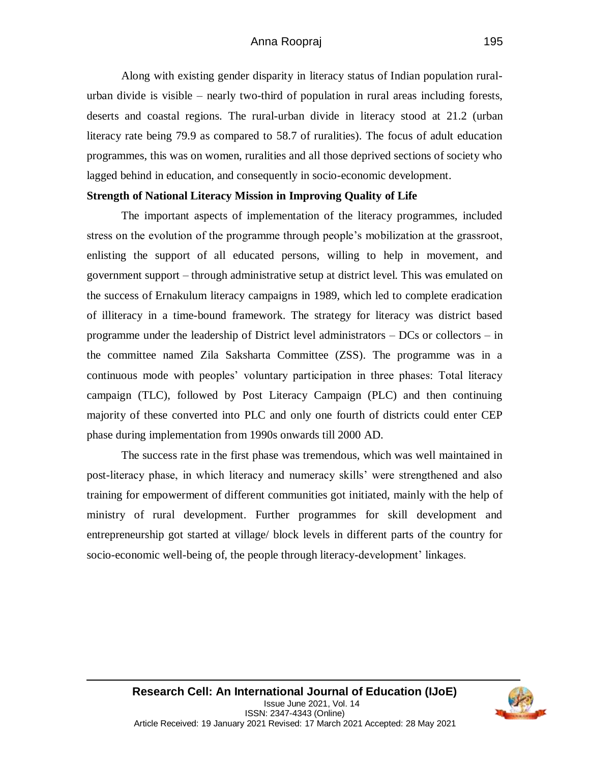Along with existing gender disparity in literacy status of Indian population rural-urban divide is visible – nearly two-third of population in rural areas including forests, deserts and coastal regions. The rural-urban divide in literacy stood at 21.2 (urban literacy rate being 79.9 as compared to 58.7 of ruralities). The focus of adult education programmes, this was on women, ruralities and all those deprived sections of society who lagged behind in education, and consequently in socio-economic development.

**Strength of National Literacy Mission in Improving Quality of Life**

The important aspects of implementation of the literacy programmes, included stress on the evolution of the programme through people's mobilization at the grassroot, enlisting the support of all educated persons, willing to help in movement, and government support – through administrative setup at district level. This was emulated on the success of Ernakulum literacy campaigns in 1989, which led to complete eradication of illiteracy in a time-bound framework. The strategy for literacy was district based programme under the leadership of District level administrators – DCs or collectors – in the committee named Zila Saksharta Committee (ZSS). The programme was in a continuous mode with peoples' voluntary participation in three phases: Total literacy campaign (TLC), followed by Post Literacy Campaign (PLC) and then continuing majority of these converted into PLC and only one fourth of districts could enter CEP phase during implementation from 1990s onwards till 2000 AD.

The success rate in the first phase was tremendous, which was well maintained in post-literacy phase, in which literacy and numeracy skills' were strengthened and also training for empowerment of different communities got initiated, mainly with the help of ministry of rural development. Further programmes for skill development and entrepreneurship got started at village/ block levels in different parts of the country for socio-economic well-being of, the people through literacy-development' linkages.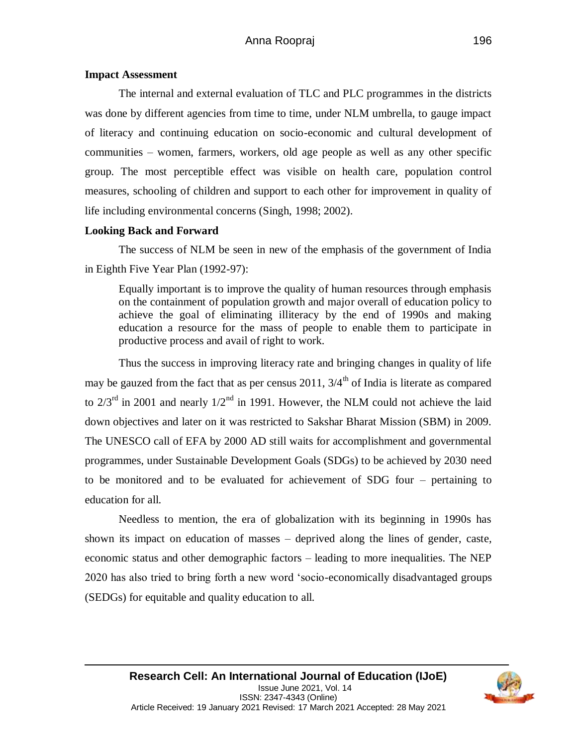**Impact Assessment**

The internal and external evaluation of TLC and PLC programmes in the districts was done by different agencies from time to time, under NLM umbrella, to gauge impact of literacy and continuing education on socio-economic and cultural development of communities – women, farmers, workers, old age people as well as any other specific group. The most perceptible effect was visible on health care, population control measures, schooling of children and support to each other for improvement in quality of life including environmental concerns (Singh, 1998; 2002).

**Looking Back and Forward**

The success of NLM be seen in new of the emphasis of the government of India in Eighth Five Year Plan (1992-97):

> Equally important is to improve the quality of human resources through emphasis on the containment of population growth and major overall of education policy to achieve the goal of eliminating illiteracy by the end of 1990s and making education a resource for the mass of people to enable them to participate in productive process and avail of right to work.

Thus the success in improving literacy rate and bringing changes in quality of life may be gauzed from the fact that as per census 2011, 3/4th of India is literate as compared to 2/3rd in 2001 and nearly 1/2nd in 1991. However, the NLM could not achieve the laid down objectives and later on it was restricted to Sakshar Bharat Mission (SBM) in 2009. The UNESCO call of EFA by 2000 AD still waits for accomplishment and governmental programmes, under Sustainable Development Goals (SDGs) to be achieved by 2030 need to be monitored and to be evaluated for achievement of SDG four – pertaining to education for all.

Needless to mention, the era of globalization with its beginning in 1990s has shown its impact on education of masses – deprived along the lines of gender, caste, economic status and other demographic factors – leading to more inequalities. The NEP 2020 has also tried to bring forth a new word 'socio-economically disadvantaged groups (SEDGs) for equitable and quality education to all.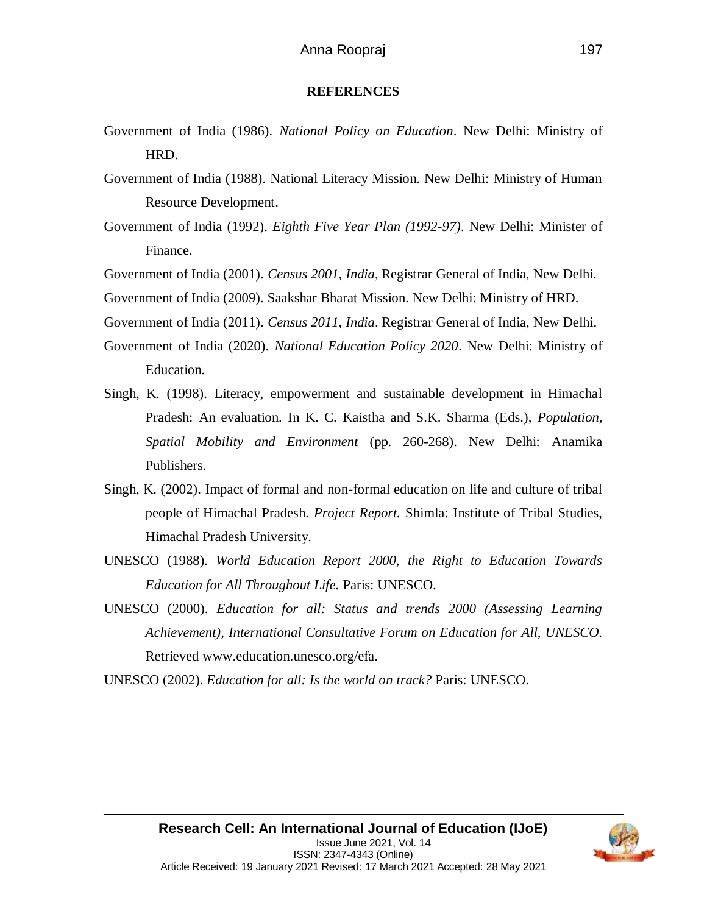## REFERENCES

Government of India (1986). *National Policy on Education*. New Delhi: Ministry of HRD.

Government of India (1988). National Literacy Mission. New Delhi: Ministry of Human Resource Development.

Government of India (1992). *Eighth Five Year Plan (1992-97)*. New Delhi: Minister of Finance.

Government of India (2001). *Census 2001, India*, Registrar General of India, New Delhi.

Government of India (2009). Saakshar Bharat Mission. New Delhi: Ministry of HRD.

Government of India (2011). *Census 2011, India*. Registrar General of India, New Delhi.

Government of India (2020). *National Education Policy 2020*. New Delhi: Ministry of Education.

Singh, K. (1998). Literacy, empowerment and sustainable development in Himachal Pradesh: An evaluation. In K. C. Kaistha and S.K. Sharma (Eds.), *Population, Spatial Mobility and Environment* (pp. 260-268). New Delhi: Anamika Publishers.

Singh, K. (2002). Impact of formal and non-formal education on life and culture of tribal people of Himachal Pradesh. *Project Report.* Shimla: Institute of Tribal Studies, Himachal Pradesh University.

UNESCO (1988). *World Education Report 2000, the Right to Education Towards Education for All Throughout Life.* Paris: UNESCO.

UNESCO (2000). *Education for all: Status and trends 2000 (Assessing Learning Achievement), International Consultative Forum on Education for All, UNESCO.* Retrieved www.education.unesco.org/efa.

UNESCO (2002). *Education for all: Is the world on track?* Paris: UNESCO.